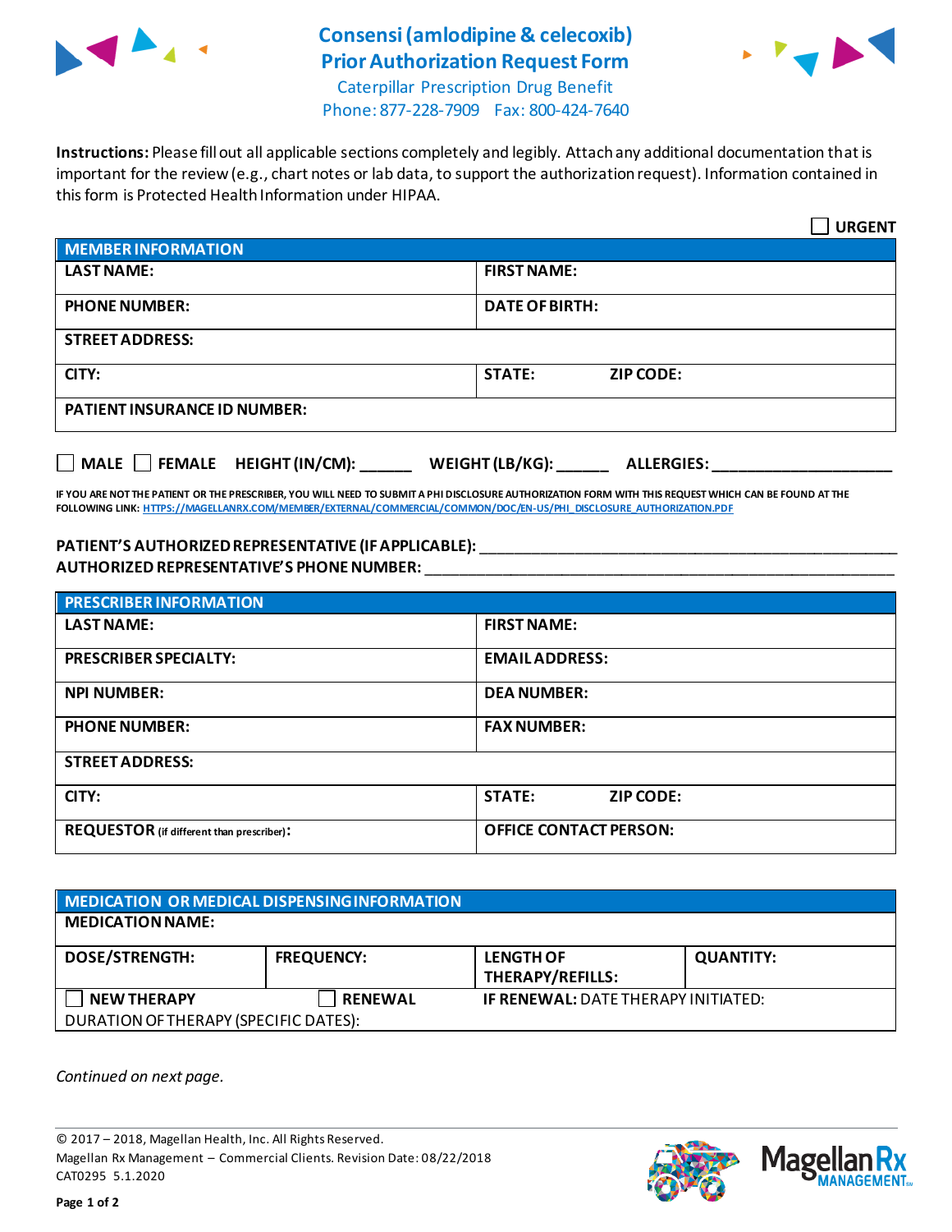# Consensi (amlodipine & celecoxib) Prior Authorization Request Form

Caterpillar Prescription Drug Benefit
Phone: 877-228-7909 Fax: 800-424-7640

**Instructions:** Please fill out all applicable sections completely and legibly. Attach any additional documentation that is important for the review (e.g., chart notes or lab data, to support the authorization request). Information contained in this form is Protected Health Information under HIPAA.

☐ **URGENT**

| **MEMBER INFORMATION** | |
|---|---|
| **LAST NAME:** | **FIRST NAME:** |
| **PHONE NUMBER:** | **DATE OF BIRTH:** |
| **STREET ADDRESS:** | |
| **CITY:** | **STATE:** **ZIP CODE:** |
| **PATIENT INSURANCE ID NUMBER:** | |

☐ **MALE** ☐ **FEMALE** **HEIGHT (IN/CM):** ______ **WEIGHT (LB/KG):** ______ **ALLERGIES:** ____________________

**IF YOU ARE NOT THE PATIENT OR THE PRESCRIBER, YOU WILL NEED TO SUBMIT A PHI DISCLOSURE AUTHORIZATION FORM WITH THIS REQUEST WHICH CAN BE FOUND AT THE FOLLOWING LINK:** HTTPS://MAGELLANRX.COM/MEMBER/EXTERNAL/COMMERCIAL/COMMON/DOC/EN-US/PHI_DISCLOSURE_AUTHORIZATION.PDF

**PATIENT'S AUTHORIZED REPRESENTATIVE (IF APPLICABLE):** ____________________________________________
**AUTHORIZED REPRESENTATIVE'S PHONE NUMBER:** ____________________________________________

| **PRESCRIBER INFORMATION** | |
|---|---|
| **LAST NAME:** | **FIRST NAME:** |
| **PRESCRIBER SPECIALTY:** | **EMAIL ADDRESS:** |
| **NPI NUMBER:** | **DEA NUMBER:** |
| **PHONE NUMBER:** | **FAX NUMBER:** |
| **STREET ADDRESS:** | |
| **CITY:** | **STATE:** **ZIP CODE:** |
| **REQUESTOR** (if different than prescriber)**:** | **OFFICE CONTACT PERSON:** |

| **MEDICATION OR MEDICAL DISPENSING INFORMATION** | | | |
|---|---|---|---|
| **MEDICATION NAME:** | | | |
| **DOSE/STRENGTH:** | **FREQUENCY:** | **LENGTH OF THERAPY/REFILLS:** | **QUANTITY:** |
| ☐ **NEW THERAPY** | ☐ **RENEWAL** | **IF RENEWAL:** DATE THERAPY INITIATED: | |
| DURATION OF THERAPY (SPECIFIC DATES): | | | |

*Continued on next page.*

© 2017 – 2018, Magellan Health, Inc. All Rights Reserved.
Magellan Rx Management – Commercial Clients. Revision Date: 08/22/2018
CAT0295 5.1.2020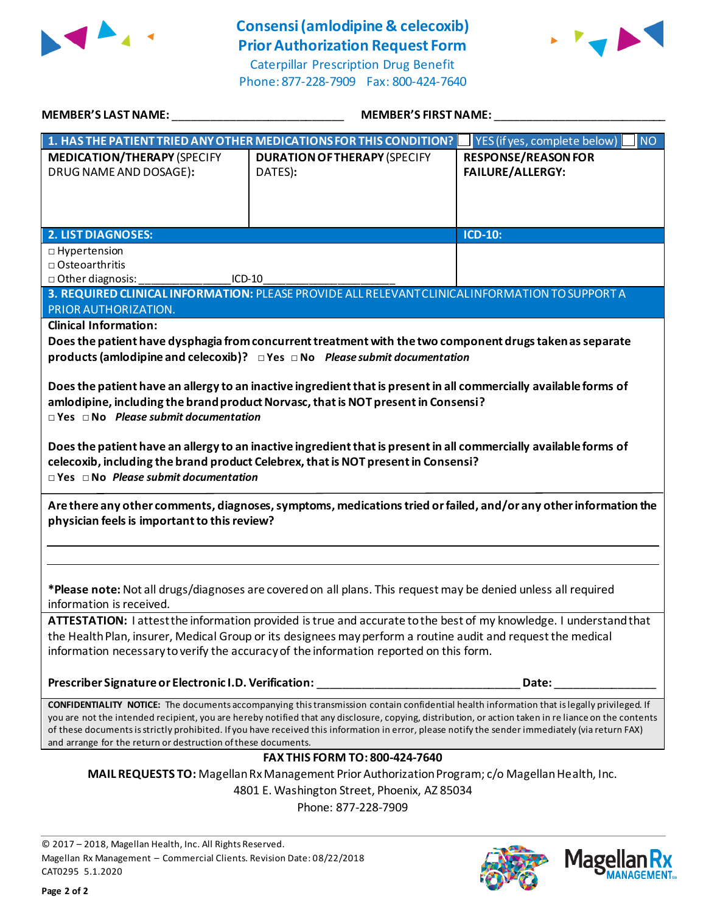# Consensi (amlodipine & celecoxib) Prior Authorization Request Form

Caterpillar Prescription Drug Benefit
Phone: 877-228-7909 Fax: 800-424-7640

**MEMBER'S LAST NAME:** ___________________________ **MEMBER'S FIRST NAME:** ___________________________

| **1. HAS THE PATIENT TRIED ANY OTHER MEDICATIONS FOR THIS CONDITION?** | | ☐ YES (if yes, complete below) ☐ NO |
|---|---|---|
| **MEDICATION/THERAPY** (SPECIFY DRUG NAME AND DOSAGE): | **DURATION OF THERAPY** (SPECIFY DATES): | **RESPONSE/REASON FOR FAILURE/ALLERGY:** |
| | | |

| **2. LIST DIAGNOSES:** | **ICD-10:** |
|---|---|
| □ Hypertension<br>□ Osteoarthritis<br>□ Other diagnosis: _______________ICD-10____________________ | |

**3. REQUIRED CLINICAL INFORMATION:** PLEASE PROVIDE ALL RELEVANT CLINICAL INFORMATION TO SUPPORT A PRIOR AUTHORIZATION.

**Clinical Information:**

**Does the patient have dysphagia from concurrent treatment with the two component drugs taken as separate products (amlodipine and celecoxib)?** □ **Yes** □ **No** ***Please submit documentation***

**Does the patient have an allergy to an inactive ingredient that is present in all commercially available forms of amlodipine, including the brand product Norvasc, that is NOT present in Consensi?**
□ **Yes** □ **No** ***Please submit documentation***

**Does the patient have an allergy to an inactive ingredient that is present in all commercially available forms of celecoxib, including the brand product Celebrex, that is NOT present in Consensi?**
□ **Yes** □ **No** ***Please submit documentation***

**Are there any other comments, diagnoses, symptoms, medications tried or failed, and/or any other information the physician feels is important to this review?**

_______________________________________________________________________________

_______________________________________________________________________________

**\*Please note:** Not all drugs/diagnoses are covered on all plans. This request may be denied unless all required information is received.

**ATTESTATION:** I attest the information provided is true and accurate to the best of my knowledge. I understand that the Health Plan, insurer, Medical Group or its designees may perform a routine audit and request the medical information necessary to verify the accuracy of the information reported on this form.

**Prescriber Signature or Electronic I.D. Verification:** ________________________________ **Date:** ________________

**CONFIDENTIALITY NOTICE:** The documents accompanying this transmission contain confidential health information that is legally privileged. If you are not the intended recipient, you are hereby notified that any disclosure, copying, distribution, or action taken in reliance on the contents of these documents is strictly prohibited. If you have received this information in error, please notify the sender immediately (via return FAX) and arrange for the return or destruction of these documents.

**FAX THIS FORM TO: 800-424-7640**

**MAIL REQUESTS TO:** Magellan Rx Management Prior Authorization Program; c/o Magellan Health, Inc.
4801 E. Washington Street, Phoenix, AZ 85034
Phone: 877-228-7909

© 2017 – 2018, Magellan Health, Inc. All Rights Reserved.
Magellan Rx Management – Commercial Clients. Revision Date: 08/22/2018
CAT0295 5.1.2020